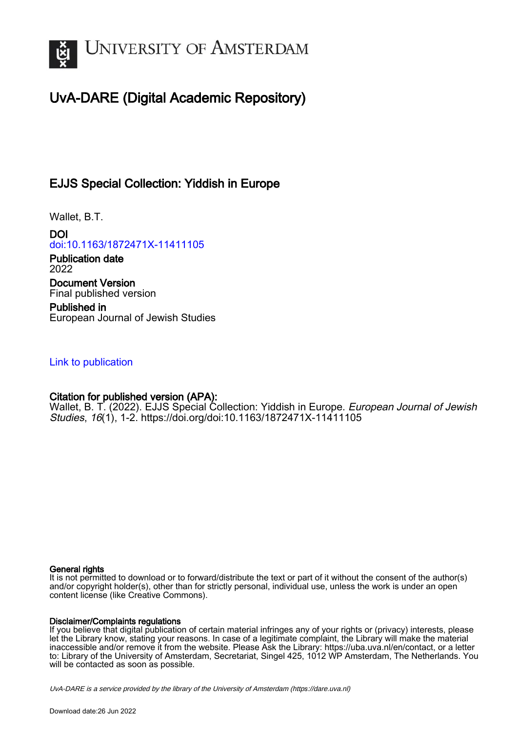UNIVERSITY OF AMSTERDAM

# UvA-DARE (Digital Academic Repository)

## EJJS Special Collection: Yiddish in Europe

Wallet, B.T.

**DOI**
doi:10.1163/1872471X-11411105

**Publication date**
2022

**Document Version**
Final published version

**Published in**
European Journal of Jewish Studies

Link to publication

**Citation for published version (APA):**
Wallet, B. T. (2022). EJJS Special Collection: Yiddish in Europe. *European Journal of Jewish Studies*, *16*(1), 1-2. https://doi.org/doi:10.1163/1872471X-11411105

**General rights**
It is not permitted to download or to forward/distribute the text or part of it without the consent of the author(s) and/or copyright holder(s), other than for strictly personal, individual use, unless the work is under an open content license (like Creative Commons).

**Disclaimer/Complaints regulations**
If you believe that digital publication of certain material infringes any of your rights or (privacy) interests, please let the Library know, stating your reasons. In case of a legitimate complaint, the Library will make the material inaccessible and/or remove it from the website. Please Ask the Library: https://uba.uva.nl/en/contact, or a letter to: Library of the University of Amsterdam, Secretariat, Singel 425, 1012 WP Amsterdam, The Netherlands. You will be contacted as soon as possible.

*UvA-DARE is a service provided by the library of the University of Amsterdam (https://dare.uva.nl)*

Download date:26 Jun 2022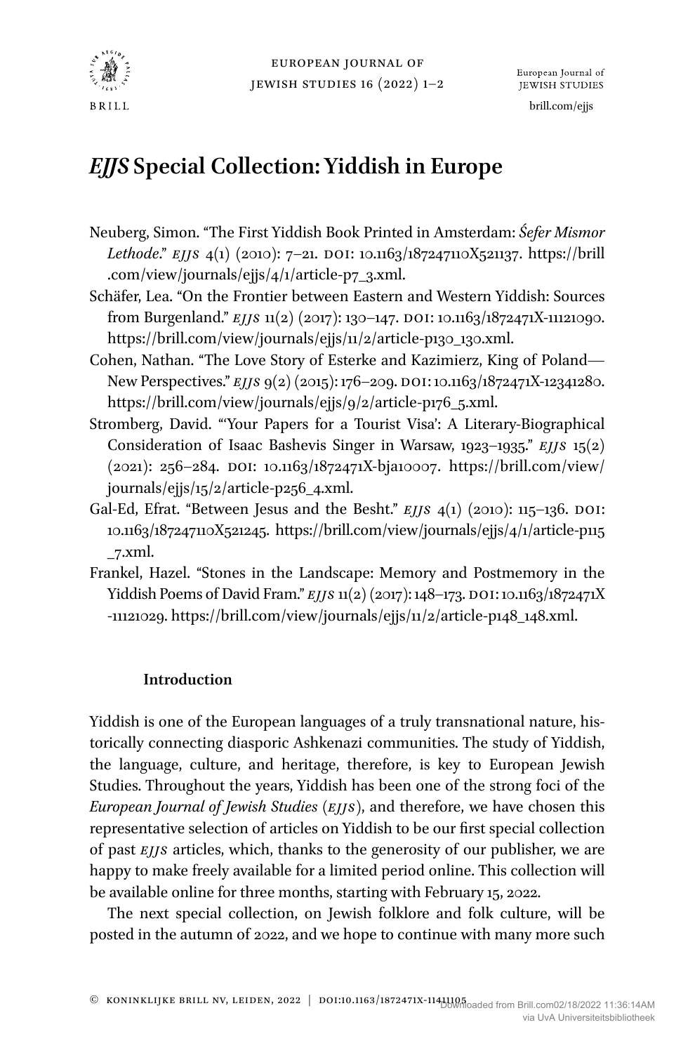# *EJJS* Special Collection: Yiddish in Europe

Neuberg, Simon. "The First Yiddish Book Printed in Amsterdam: *Śefer Mismor Lethode*." *EJJS* 4(1) (2010): 7–21. DOI: 10.1163/187247110X521137. https://brill.com/view/journals/ejjs/4/1/article-p7_3.xml.

Schäfer, Lea. "On the Frontier between Eastern and Western Yiddish: Sources from Burgenland." *EJJS* 11(2) (2017): 130–147. DOI: 10.1163/1872471X-11121090. https://brill.com/view/journals/ejjs/11/2/article-p130_130.xml.

Cohen, Nathan. "The Love Story of Esterke and Kazimierz, King of Poland—New Perspectives." *EJJS* 9(2) (2015): 176–209. DOI: 10.1163/1872471X-12341280. https://brill.com/view/journals/ejjs/9/2/article-p176_5.xml.

Stromberg, David. "'Your Papers for a Tourist Visa': A Literary-Biographical Consideration of Isaac Bashevis Singer in Warsaw, 1923–1935." *EJJS* 15(2) (2021): 256–284. DOI: 10.1163/1872471X-bja10007. https://brill.com/view/journals/ejjs/15/2/article-p256_4.xml.

Gal-Ed, Efrat. "Between Jesus and the Besht." *EJJS* 4(1) (2010): 115–136. DOI: 10.1163/187247110X521245. https://brill.com/view/journals/ejjs/4/1/article-p115_7.xml.

Frankel, Hazel. "Stones in the Landscape: Memory and Postmemory in the Yiddish Poems of David Fram." *EJJS* 11(2) (2017): 148–173. DOI: 10.1163/1872471X-11121029. https://brill.com/view/journals/ejjs/11/2/article-p148_148.xml.

## Introduction

Yiddish is one of the European languages of a truly transnational nature, historically connecting diasporic Ashkenazi communities. The study of Yiddish, the language, culture, and heritage, therefore, is key to European Jewish Studies. Throughout the years, Yiddish has been one of the strong foci of the *European Journal of Jewish Studies* (*EJJS*), and therefore, we have chosen this representative selection of articles on Yiddish to be our first special collection of past *EJJS* articles, which, thanks to the generosity of our publisher, we are happy to make freely available for a limited period online. This collection will be available online for three months, starting with February 15, 2022.

The next special collection, on Jewish folklore and folk culture, will be posted in the autumn of 2022, and we hope to continue with many more such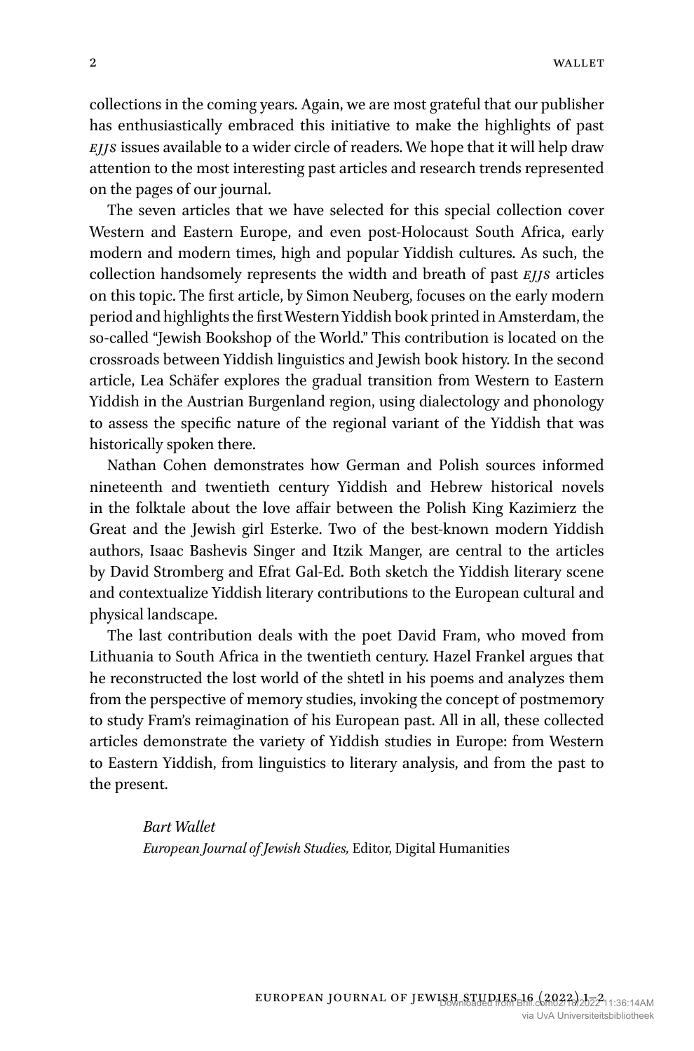collections in the coming years. Again, we are most grateful that our publisher has enthusiastically embraced this initiative to make the highlights of past *EJJS* issues available to a wider circle of readers. We hope that it will help draw attention to the most interesting past articles and research trends represented on the pages of our journal.

The seven articles that we have selected for this special collection cover Western and Eastern Europe, and even post-Holocaust South Africa, early modern and modern times, high and popular Yiddish cultures. As such, the collection handsomely represents the width and breath of past *EJJS* articles on this topic. The first article, by Simon Neuberg, focuses on the early modern period and highlights the first Western Yiddish book printed in Amsterdam, the so-called "Jewish Bookshop of the World." This contribution is located on the crossroads between Yiddish linguistics and Jewish book history. In the second article, Lea Schäfer explores the gradual transition from Western to Eastern Yiddish in the Austrian Burgenland region, using dialectology and phonology to assess the specific nature of the regional variant of the Yiddish that was historically spoken there.

Nathan Cohen demonstrates how German and Polish sources informed nineteenth and twentieth century Yiddish and Hebrew historical novels in the folktale about the love affair between the Polish King Kazimierz the Great and the Jewish girl Esterke. Two of the best-known modern Yiddish authors, Isaac Bashevis Singer and Itzik Manger, are central to the articles by David Stromberg and Efrat Gal-Ed. Both sketch the Yiddish literary scene and contextualize Yiddish literary contributions to the European cultural and physical landscape.

The last contribution deals with the poet David Fram, who moved from Lithuania to South Africa in the twentieth century. Hazel Frankel argues that he reconstructed the lost world of the shtetl in his poems and analyzes them from the perspective of memory studies, invoking the concept of postmemory to study Fram's reimagination of his European past. All in all, these collected articles demonstrate the variety of Yiddish studies in Europe: from Western to Eastern Yiddish, from linguistics to literary analysis, and from the past to the present.

*Bart Wallet*
*European Journal of Jewish Studies,* Editor, Digital Humanities